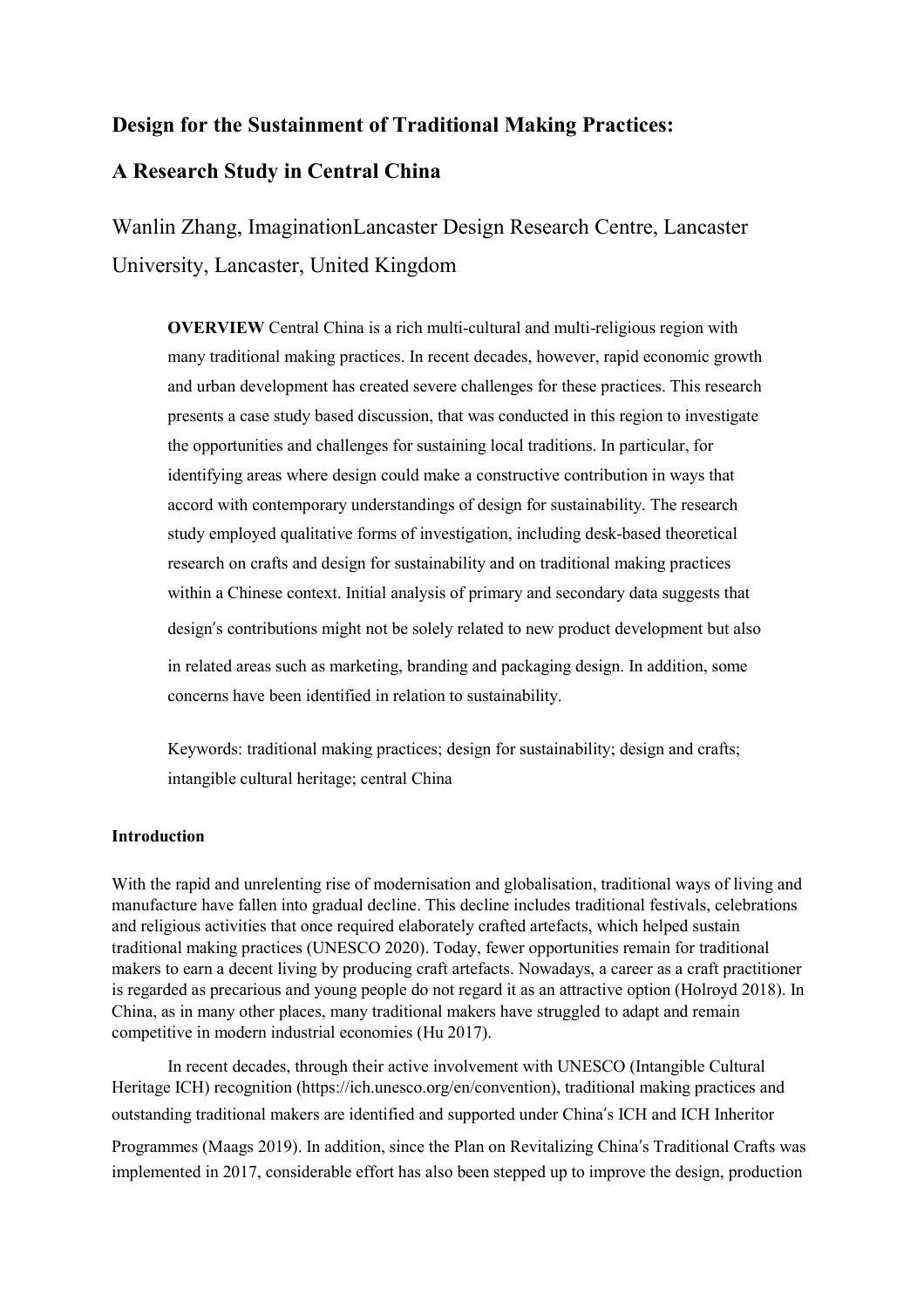# Design for the Sustainment of Traditional Making Practices:

# A Research Study in Central China

Wanlin Zhang, ImaginationLancaster Design Research Centre, Lancaster University, Lancaster, United Kingdom

> **OVERVIEW** Central China is a rich multi-cultural and multi-religious region with many traditional making practices. In recent decades, however, rapid economic growth and urban development has created severe challenges for these practices. This research presents a case study based discussion, that was conducted in this region to investigate the opportunities and challenges for sustaining local traditions. In particular, for identifying areas where design could make a constructive contribution in ways that accord with contemporary understandings of design for sustainability. The research study employed qualitative forms of investigation, including desk-based theoretical research on crafts and design for sustainability and on traditional making practices within a Chinese context. Initial analysis of primary and secondary data suggests that design′s contributions might not be solely related to new product development but also in related areas such as marketing, branding and packaging design. In addition, some concerns have been identified in relation to sustainability.
>
> Keywords: traditional making practices; design for sustainability; design and crafts; intangible cultural heritage; central China

**Introduction**

With the rapid and unrelenting rise of modernisation and globalisation, traditional ways of living and manufacture have fallen into gradual decline. This decline includes traditional festivals, celebrations and religious activities that once required elaborately crafted artefacts, which helped sustain traditional making practices (UNESCO 2020). Today, fewer opportunities remain for traditional makers to earn a decent living by producing craft artefacts. Nowadays, a career as a craft practitioner is regarded as precarious and young people do not regard it as an attractive option (Holroyd 2018). In China, as in many other places, many traditional makers have struggled to adapt and remain competitive in modern industrial economies (Hu 2017).

In recent decades, through their active involvement with UNESCO (Intangible Cultural Heritage ICH) recognition (https://ich.unesco.org/en/convention), traditional making practices and outstanding traditional makers are identified and supported under China′s ICH and ICH Inheritor Programmes (Maags 2019). In addition, since the Plan on Revitalizing China′s Traditional Crafts was implemented in 2017, considerable effort has also been stepped up to improve the design, production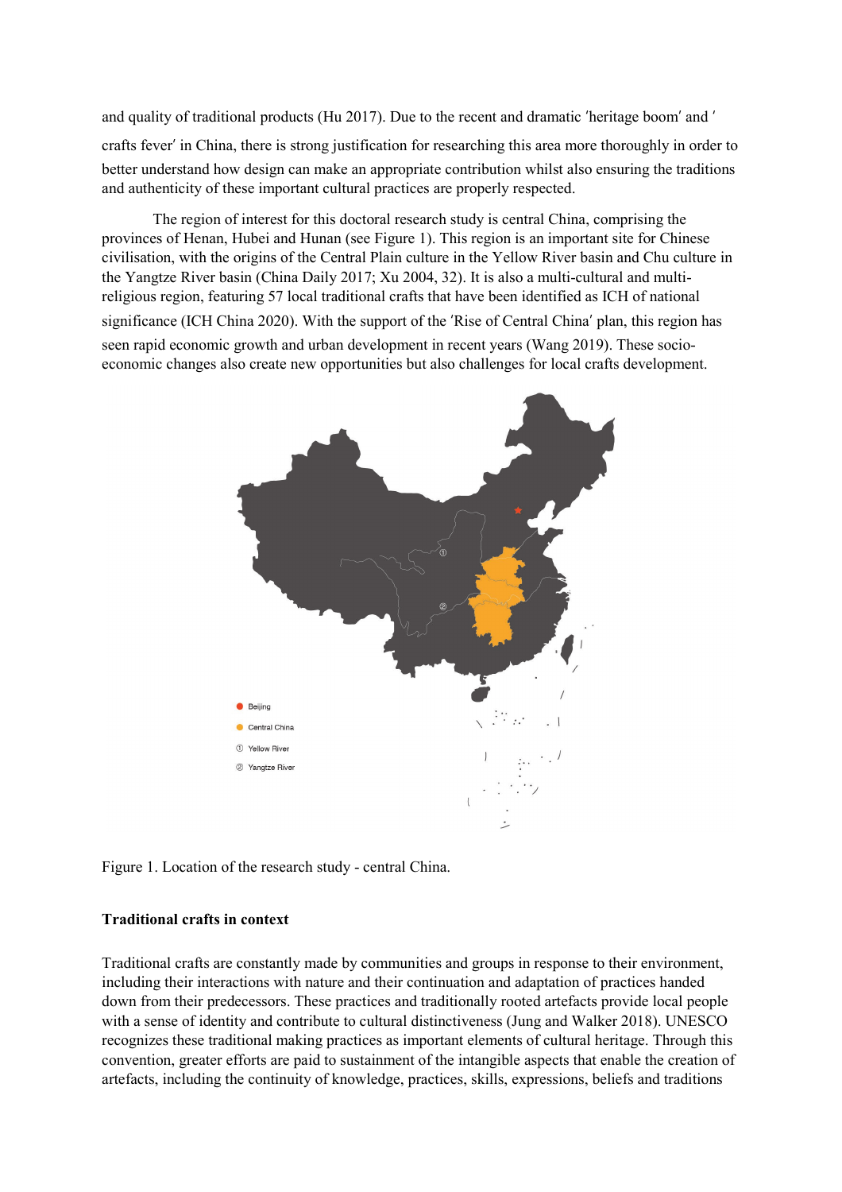and quality of traditional products (Hu 2017). Due to the recent and dramatic 'heritage boom' and 'crafts fever' in China, there is strong justification for researching this area more thoroughly in order to better understand how design can make an appropriate contribution whilst also ensuring the traditions and authenticity of these important cultural practices are properly respected.

The region of interest for this doctoral research study is central China, comprising the provinces of Henan, Hubei and Hunan (see Figure 1). This region is an important site for Chinese civilisation, with the origins of the Central Plain culture in the Yellow River basin and Chu culture in the Yangtze River basin (China Daily 2017; Xu 2004, 32). It is also a multi-cultural and multi-religious region, featuring 57 local traditional crafts that have been identified as ICH of national significance (ICH China 2020). With the support of the 'Rise of Central China' plan, this region has seen rapid economic growth and urban development in recent years (Wang 2019). These socio-economic changes also create new opportunities but also challenges for local crafts development.

Figure 1. Location of the research study - central China.

### Traditional crafts in context

Traditional crafts are constantly made by communities and groups in response to their environment, including their interactions with nature and their continuation and adaptation of practices handed down from their predecessors. These practices and traditionally rooted artefacts provide local people with a sense of identity and contribute to cultural distinctiveness (Jung and Walker 2018). UNESCO recognizes these traditional making practices as important elements of cultural heritage. Through this convention, greater efforts are paid to sustainment of the intangible aspects that enable the creation of artefacts, including the continuity of knowledge, practices, skills, expressions, beliefs and traditions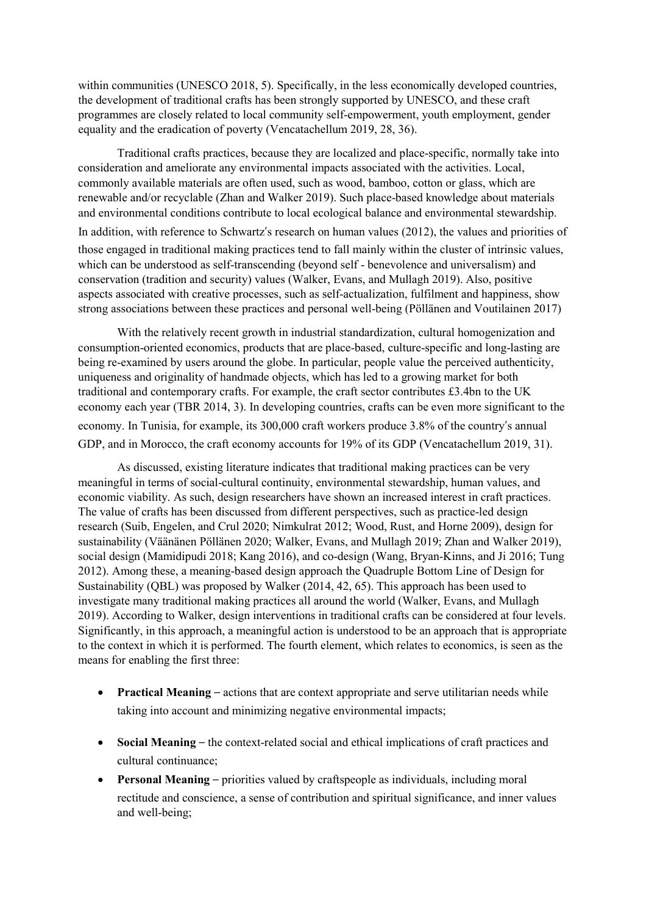within communities (UNESCO 2018, 5). Specifically, in the less economically developed countries, the development of traditional crafts has been strongly supported by UNESCO, and these craft programmes are closely related to local community self-empowerment, youth employment, gender equality and the eradication of poverty (Vencatachellum 2019, 28, 36).

Traditional crafts practices, because they are localized and place-specific, normally take into consideration and ameliorate any environmental impacts associated with the activities. Local, commonly available materials are often used, such as wood, bamboo, cotton or glass, which are renewable and/or recyclable (Zhan and Walker 2019). Such place-based knowledge about materials and environmental conditions contribute to local ecological balance and environmental stewardship. In addition, with reference to Schwartz's research on human values (2012), the values and priorities of those engaged in traditional making practices tend to fall mainly within the cluster of intrinsic values, which can be understood as self-transcending (beyond self - benevolence and universalism) and conservation (tradition and security) values (Walker, Evans, and Mullagh 2019). Also, positive aspects associated with creative processes, such as self-actualization, fulfilment and happiness, show strong associations between these practices and personal well-being (Pöllänen and Voutilainen 2017)

With the relatively recent growth in industrial standardization, cultural homogenization and consumption-oriented economics, products that are place-based, culture-specific and long-lasting are being re-examined by users around the globe. In particular, people value the perceived authenticity, uniqueness and originality of handmade objects, which has led to a growing market for both traditional and contemporary crafts. For example, the craft sector contributes £3.4bn to the UK economy each year (TBR 2014, 3). In developing countries, crafts can be even more significant to the economy. In Tunisia, for example, its 300,000 craft workers produce 3.8% of the country's annual GDP, and in Morocco, the craft economy accounts for 19% of its GDP (Vencatachellum 2019, 31).

As discussed, existing literature indicates that traditional making practices can be very meaningful in terms of social-cultural continuity, environmental stewardship, human values, and economic viability. As such, design researchers have shown an increased interest in craft practices. The value of crafts has been discussed from different perspectives, such as practice-led design research (Suib, Engelen, and Crul 2020; Nimkulrat 2012; Wood, Rust, and Horne 2009), design for sustainability (Väänänen Pöllänen 2020; Walker, Evans, and Mullagh 2019; Zhan and Walker 2019), social design (Mamidipudi 2018; Kang 2016), and co-design (Wang, Bryan-Kinns, and Ji 2016; Tung 2012). Among these, a meaning-based design approach the Quadruple Bottom Line of Design for Sustainability (QBL) was proposed by Walker (2014, 42, 65). This approach has been used to investigate many traditional making practices all around the world (Walker, Evans, and Mullagh 2019). According to Walker, design interventions in traditional crafts can be considered at four levels. Significantly, in this approach, a meaningful action is understood to be an approach that is appropriate to the context in which it is performed. The fourth element, which relates to economics, is seen as the means for enabling the first three:

- **Practical Meaning** – actions that are context appropriate and serve utilitarian needs while taking into account and minimizing negative environmental impacts;
- **Social Meaning** – the context-related social and ethical implications of craft practices and cultural continuance;
- **Personal Meaning** – priorities valued by craftspeople as individuals, including moral rectitude and conscience, a sense of contribution and spiritual significance, and inner values and well-being;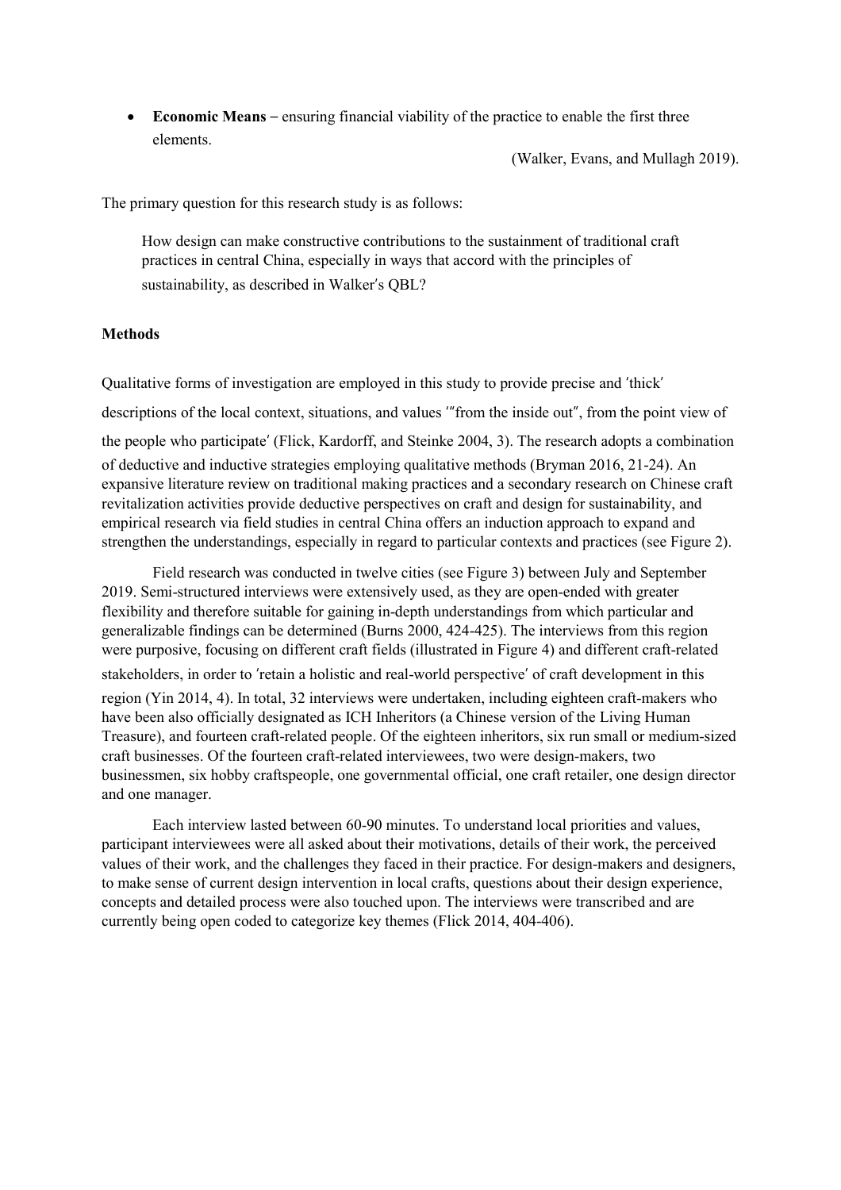- **Economic Means** – ensuring financial viability of the practice to enable the first three elements.

(Walker, Evans, and Mullagh 2019).

The primary question for this research study is as follows:

> How design can make constructive contributions to the sustainment of traditional craft practices in central China, especially in ways that accord with the principles of sustainability, as described in Walker′s QBL?

**Methods**

Qualitative forms of investigation are employed in this study to provide precise and ′thick′ descriptions of the local context, situations, and values ′″from the inside out″, from the point view of the people who participate′ (Flick, Kardorff, and Steinke 2004, 3). The research adopts a combination of deductive and inductive strategies employing qualitative methods (Bryman 2016, 21-24). An expansive literature review on traditional making practices and a secondary research on Chinese craft revitalization activities provide deductive perspectives on craft and design for sustainability, and empirical research via field studies in central China offers an induction approach to expand and strengthen the understandings, especially in regard to particular contexts and practices (see Figure 2).

Field research was conducted in twelve cities (see Figure 3) between July and September 2019. Semi-structured interviews were extensively used, as they are open-ended with greater flexibility and therefore suitable for gaining in-depth understandings from which particular and generalizable findings can be determined (Burns 2000, 424-425). The interviews from this region were purposive, focusing on different craft fields (illustrated in Figure 4) and different craft-related stakeholders, in order to ′retain a holistic and real-world perspective′ of craft development in this region (Yin 2014, 4). In total, 32 interviews were undertaken, including eighteen craft-makers who have been also officially designated as ICH Inheritors (a Chinese version of the Living Human Treasure), and fourteen craft-related people. Of the eighteen inheritors, six run small or medium-sized craft businesses. Of the fourteen craft-related interviewees, two were design-makers, two businessmen, six hobby craftspeople, one governmental official, one craft retailer, one design director and one manager.

Each interview lasted between 60-90 minutes. To understand local priorities and values, participant interviewees were all asked about their motivations, details of their work, the perceived values of their work, and the challenges they faced in their practice. For design-makers and designers, to make sense of current design intervention in local crafts, questions about their design experience, concepts and detailed process were also touched upon. The interviews were transcribed and are currently being open coded to categorize key themes (Flick 2014, 404-406).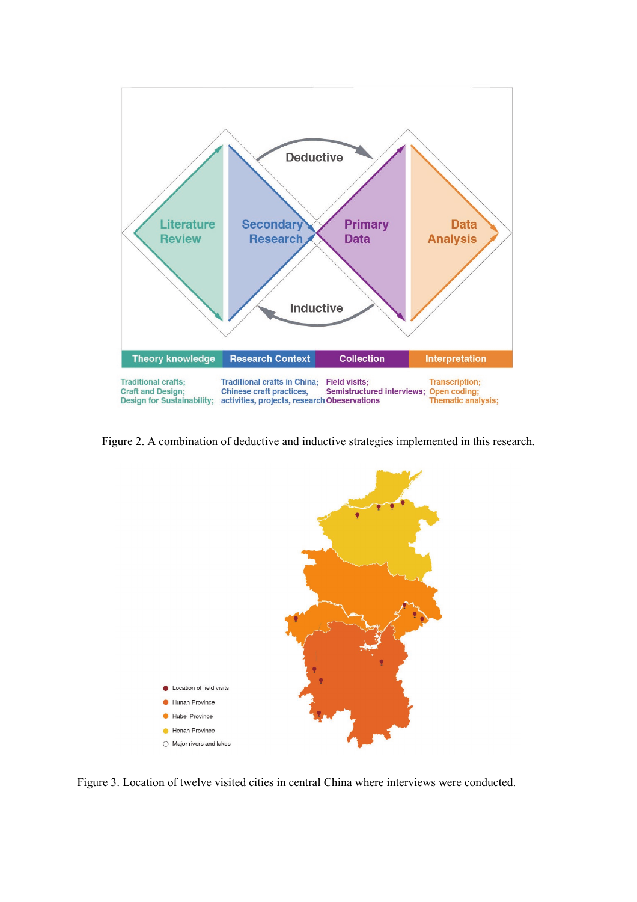Figure 2. A combination of deductive and inductive strategies implemented in this research.

Figure 3. Location of twelve visited cities in central China where interviews were conducted.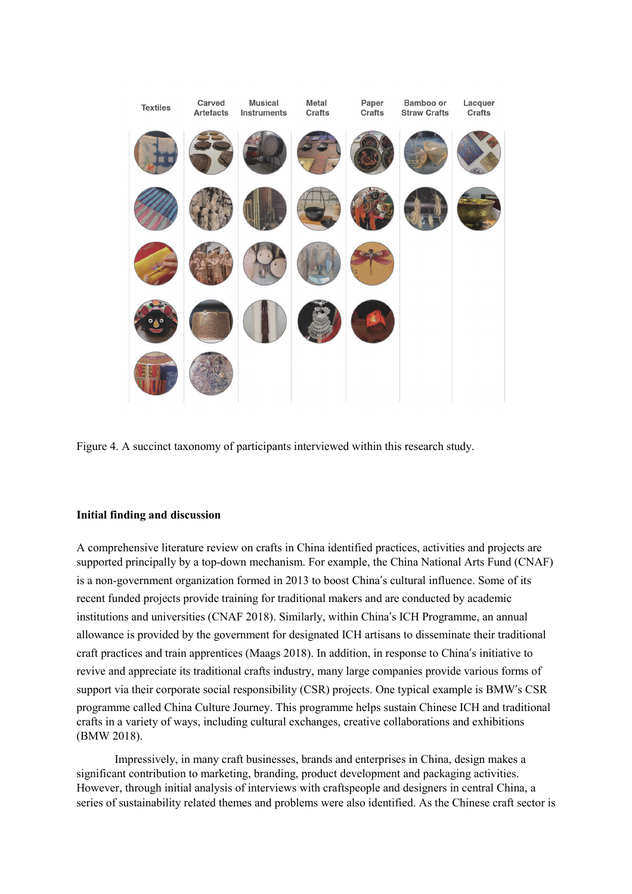Textiles | Carved Artefacts | Musical Instruments | Metal Crafts | Paper Crafts | Bamboo or Straw Crafts | Lacquer Crafts

Figure 4. A succinct taxonomy of participants interviewed within this research study.

**Initial finding and discussion**

A comprehensive literature review on crafts in China identified practices, activities and projects are supported principally by a top-down mechanism. For example, the China National Arts Fund (CNAF) is a non-government organization formed in 2013 to boost China's cultural influence. Some of its recent funded projects provide training for traditional makers and are conducted by academic institutions and universities (CNAF 2018). Similarly, within China's ICH Programme, an annual allowance is provided by the government for designated ICH artisans to disseminate their traditional craft practices and train apprentices (Maags 2018). In addition, in response to China's initiative to revive and appreciate its traditional crafts industry, many large companies provide various forms of support via their corporate social responsibility (CSR) projects. One typical example is BMW's CSR programme called China Culture Journey. This programme helps sustain Chinese ICH and traditional crafts in a variety of ways, including cultural exchanges, creative collaborations and exhibitions (BMW 2018).

Impressively, in many craft businesses, brands and enterprises in China, design makes a significant contribution to marketing, branding, product development and packaging activities. However, through initial analysis of interviews with craftspeople and designers in central China, a series of sustainability related themes and problems were also identified. As the Chinese craft sector is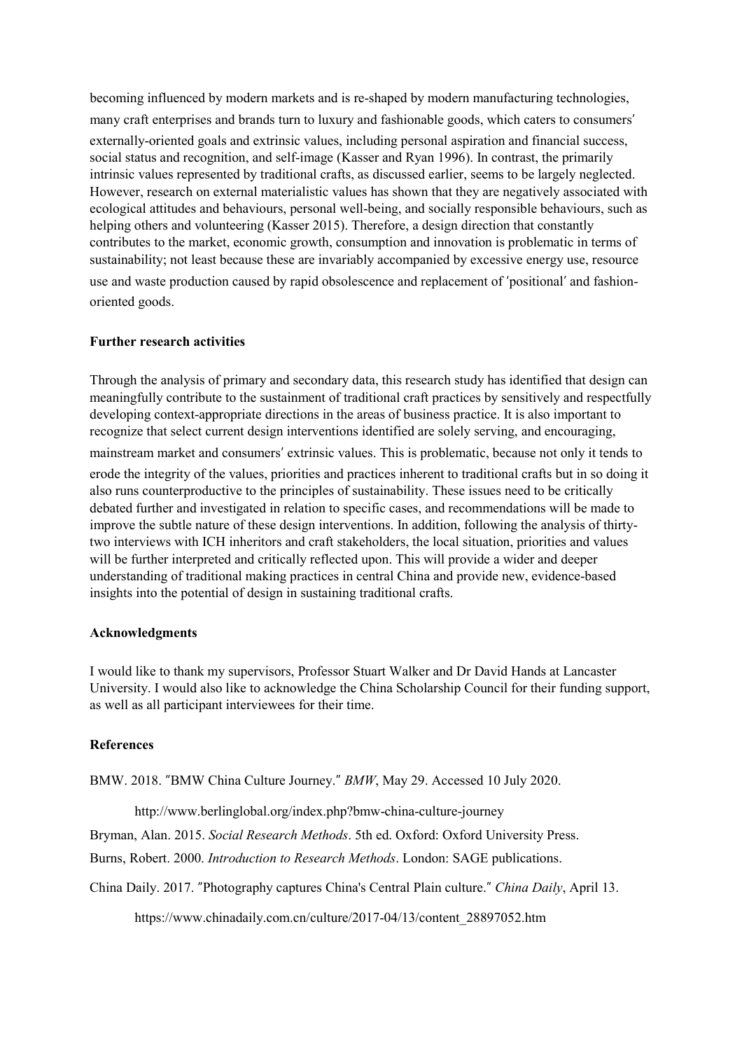becoming influenced by modern markets and is re-shaped by modern manufacturing technologies, many craft enterprises and brands turn to luxury and fashionable goods, which caters to consumers′ externally-oriented goals and extrinsic values, including personal aspiration and financial success, social status and recognition, and self-image (Kasser and Ryan 1996). In contrast, the primarily intrinsic values represented by traditional crafts, as discussed earlier, seems to be largely neglected. However, research on external materialistic values has shown that they are negatively associated with ecological attitudes and behaviours, personal well-being, and socially responsible behaviours, such as helping others and volunteering (Kasser 2015). Therefore, a design direction that constantly contributes to the market, economic growth, consumption and innovation is problematic in terms of sustainability; not least because these are invariably accompanied by excessive energy use, resource use and waste production caused by rapid obsolescence and replacement of ′positional′ and fashion-oriented goods.

**Further research activities**

Through the analysis of primary and secondary data, this research study has identified that design can meaningfully contribute to the sustainment of traditional craft practices by sensitively and respectfully developing context-appropriate directions in the areas of business practice. It is also important to recognize that select current design interventions identified are solely serving, and encouraging, mainstream market and consumers′ extrinsic values. This is problematic, because not only it tends to erode the integrity of the values, priorities and practices inherent to traditional crafts but in so doing it also runs counterproductive to the principles of sustainability. These issues need to be critically debated further and investigated in relation to specific cases, and recommendations will be made to improve the subtle nature of these design interventions. In addition, following the analysis of thirty-two interviews with ICH inheritors and craft stakeholders, the local situation, priorities and values will be further interpreted and critically reflected upon. This will provide a wider and deeper understanding of traditional making practices in central China and provide new, evidence-based insights into the potential of design in sustaining traditional crafts.

**Acknowledgments**

I would like to thank my supervisors, Professor Stuart Walker and Dr David Hands at Lancaster University. I would also like to acknowledge the China Scholarship Council for their funding support, as well as all participant interviewees for their time.

**References**

BMW. 2018. ″BMW China Culture Journey.″ *BMW*, May 29. Accessed 10 July 2020.

http://www.berlinglobal.org/index.php?bmw-china-culture-journey

Bryman, Alan. 2015. *Social Research Methods*. 5th ed. Oxford: Oxford University Press.

Burns, Robert. 2000. *Introduction to Research Methods*. London: SAGE publications.

China Daily. 2017. ″Photography captures China's Central Plain culture.″ *China Daily*, April 13.

https://www.chinadaily.com.cn/culture/2017-04/13/content_28897052.htm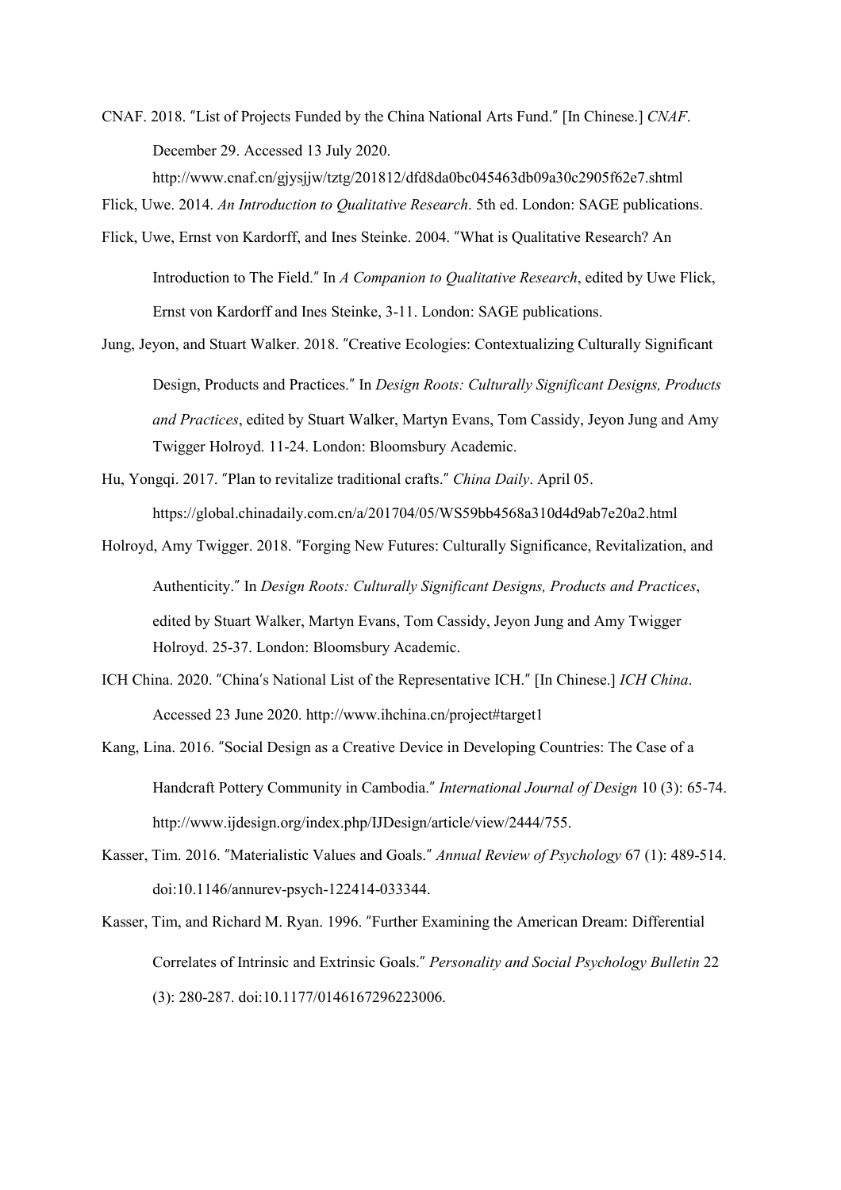CNAF. 2018. ″List of Projects Funded by the China National Arts Fund.″ [In Chinese.] *CNAF*. December 29. Accessed 13 July 2020. http://www.cnaf.cn/gjysjjw/tztg/201812/dfd8da0bc045463db09a30c2905f62e7.shtml

Flick, Uwe. 2014. *An Introduction to Qualitative Research*. 5th ed. London: SAGE publications.

Flick, Uwe, Ernst von Kardorff, and Ines Steinke. 2004. ″What is Qualitative Research? An Introduction to The Field.″ In *A Companion to Qualitative Research*, edited by Uwe Flick, Ernst von Kardorff and Ines Steinke, 3-11. London: SAGE publications.

Jung, Jeyon, and Stuart Walker. 2018. ″Creative Ecologies: Contextualizing Culturally Significant Design, Products and Practices.″ In *Design Roots: Culturally Significant Designs, Products and Practices*, edited by Stuart Walker, Martyn Evans, Tom Cassidy, Jeyon Jung and Amy Twigger Holroyd. 11-24. London: Bloomsbury Academic.

Hu, Yongqi. 2017. ″Plan to revitalize traditional crafts.″ *China Daily*. April 05. https://global.chinadaily.com.cn/a/201704/05/WS59bb4568a310d4d9ab7e20a2.html

Holroyd, Amy Twigger. 2018. ″Forging New Futures: Culturally Significance, Revitalization, and Authenticity.″ In *Design Roots: Culturally Significant Designs, Products and Practices*, edited by Stuart Walker, Martyn Evans, Tom Cassidy, Jeyon Jung and Amy Twigger Holroyd. 25-37. London: Bloomsbury Academic.

ICH China. 2020. ″China′s National List of the Representative ICH.″ [In Chinese.] *ICH China*. Accessed 23 June 2020. http://www.ihchina.cn/project#target1

Kang, Lina. 2016. ″Social Design as a Creative Device in Developing Countries: The Case of a Handcraft Pottery Community in Cambodia.″ *International Journal of Design* 10 (3): 65-74. http://www.ijdesign.org/index.php/IJDesign/article/view/2444/755.

Kasser, Tim. 2016. ″Materialistic Values and Goals.″ *Annual Review of Psychology* 67 (1): 489-514. doi:10.1146/annurev-psych-122414-033344.

Kasser, Tim, and Richard M. Ryan. 1996. ″Further Examining the American Dream: Differential Correlates of Intrinsic and Extrinsic Goals.″ *Personality and Social Psychology Bulletin* 22 (3): 280-287. doi:10.1177/0146167296223006.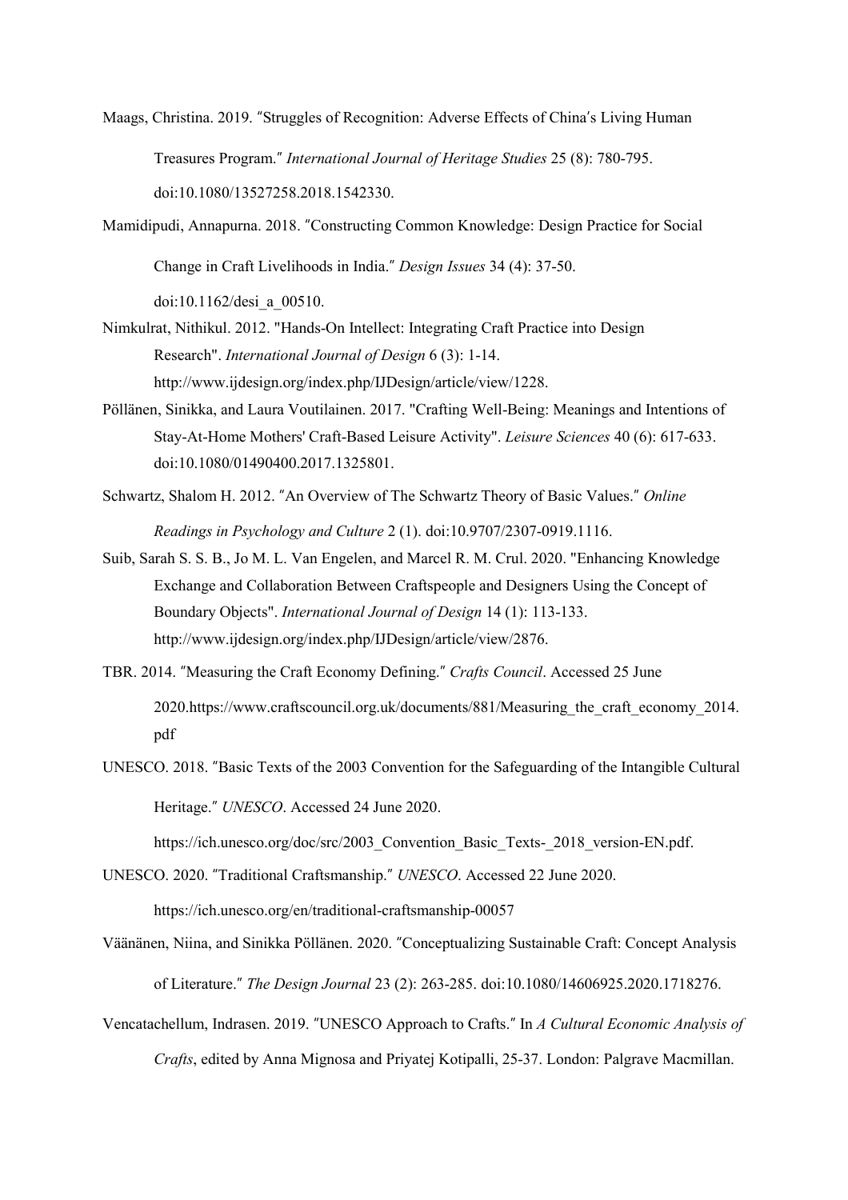Maags, Christina. 2019. ″Struggles of Recognition: Adverse Effects of China′s Living Human Treasures Program.″ *International Journal of Heritage Studies* 25 (8): 780-795. doi:10.1080/13527258.2018.1542330.

Mamidipudi, Annapurna. 2018. ″Constructing Common Knowledge: Design Practice for Social Change in Craft Livelihoods in India.″ *Design Issues* 34 (4): 37-50. doi:10.1162/desi_a_00510.

Nimkulrat, Nithikul. 2012. "Hands-On Intellect: Integrating Craft Practice into Design Research". *International Journal of Design* 6 (3): 1-14. http://www.ijdesign.org/index.php/IJDesign/article/view/1228.

Pöllänen, Sinikka, and Laura Voutilainen. 2017. "Crafting Well-Being: Meanings and Intentions of Stay-At-Home Mothers' Craft-Based Leisure Activity". *Leisure Sciences* 40 (6): 617-633. doi:10.1080/01490400.2017.1325801.

Schwartz, Shalom H. 2012. ″An Overview of The Schwartz Theory of Basic Values.″ *Online Readings in Psychology and Culture* 2 (1). doi:10.9707/2307-0919.1116.

Suib, Sarah S. S. B., Jo M. L. Van Engelen, and Marcel R. M. Crul. 2020. "Enhancing Knowledge Exchange and Collaboration Between Craftspeople and Designers Using the Concept of Boundary Objects". *International Journal of Design* 14 (1): 113-133. http://www.ijdesign.org/index.php/IJDesign/article/view/2876.

TBR. 2014. ″Measuring the Craft Economy Defining.″ *Crafts Council*. Accessed 25 June 2020.https://www.craftscouncil.org.uk/documents/881/Measuring_the_craft_economy_2014.pdf

UNESCO. 2018. ″Basic Texts of the 2003 Convention for the Safeguarding of the Intangible Cultural Heritage.″ *UNESCO*. Accessed 24 June 2020. https://ich.unesco.org/doc/src/2003_Convention_Basic_Texts-_2018_version-EN.pdf.

UNESCO. 2020. ″Traditional Craftsmanship.″ *UNESCO*. Accessed 22 June 2020. https://ich.unesco.org/en/traditional-craftsmanship-00057

Väänänen, Niina, and Sinikka Pöllänen. 2020. ″Conceptualizing Sustainable Craft: Concept Analysis of Literature.″ *The Design Journal* 23 (2): 263-285. doi:10.1080/14606925.2020.1718276.

Vencatachellum, Indrasen. 2019. ″UNESCO Approach to Crafts.″ In *A Cultural Economic Analysis of Crafts*, edited by Anna Mignosa and Priyatej Kotipalli, 25-37. London: Palgrave Macmillan.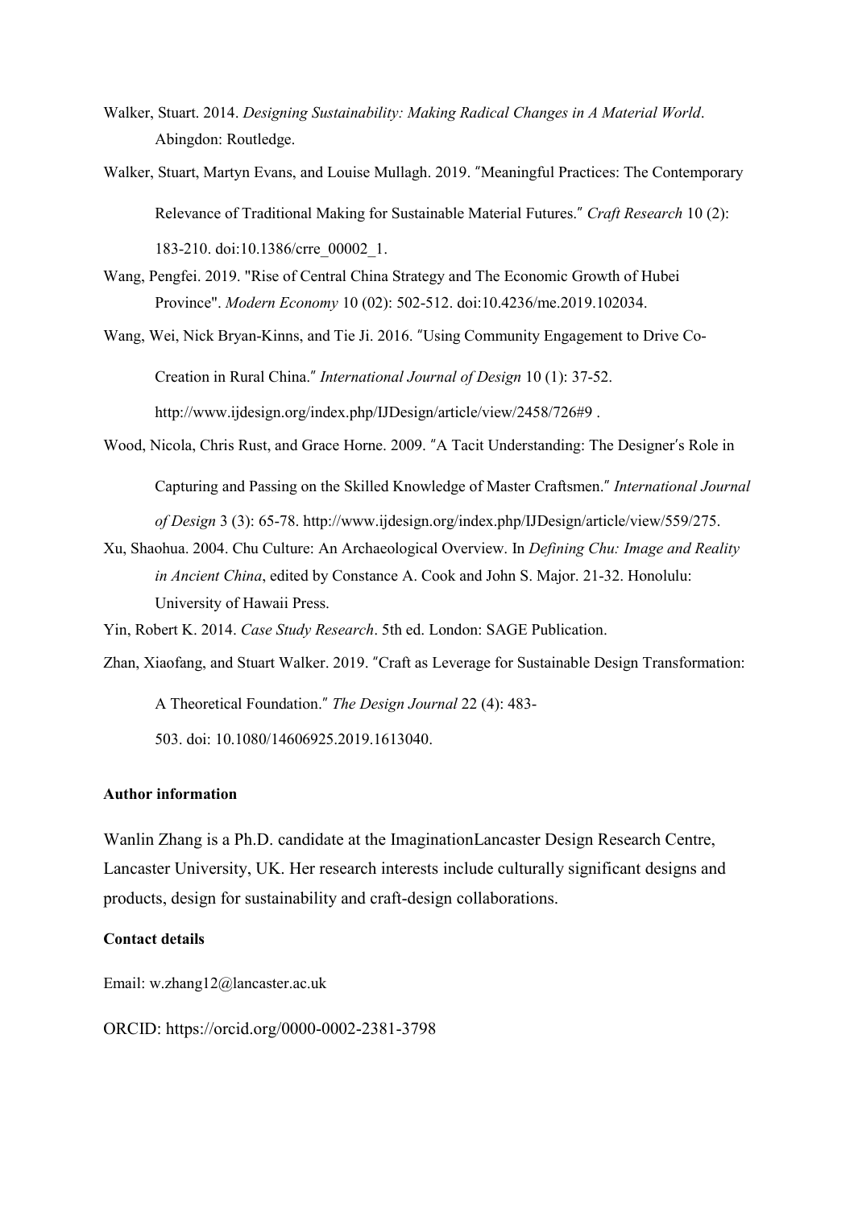Walker, Stuart. 2014. *Designing Sustainability: Making Radical Changes in A Material World*. Abingdon: Routledge.

Walker, Stuart, Martyn Evans, and Louise Mullagh. 2019. ″Meaningful Practices: The Contemporary Relevance of Traditional Making for Sustainable Material Futures.″ *Craft Research* 10 (2): 183-210. doi:10.1386/crre_00002_1.

Wang, Pengfei. 2019. "Rise of Central China Strategy and The Economic Growth of Hubei Province". *Modern Economy* 10 (02): 502-512. doi:10.4236/me.2019.102034.

Wang, Wei, Nick Bryan-Kinns, and Tie Ji. 2016. ″Using Community Engagement to Drive Co-Creation in Rural China.″ *International Journal of Design* 10 (1): 37-52. http://www.ijdesign.org/index.php/IJDesign/article/view/2458/726#9 .

Wood, Nicola, Chris Rust, and Grace Horne. 2009. ″A Tacit Understanding: The Designer′s Role in Capturing and Passing on the Skilled Knowledge of Master Craftsmen.″ *International Journal of Design* 3 (3): 65-78. http://www.ijdesign.org/index.php/IJDesign/article/view/559/275.

Xu, Shaohua. 2004. Chu Culture: An Archaeological Overview. In *Defining Chu: Image and Reality in Ancient China*, edited by Constance A. Cook and John S. Major. 21-32. Honolulu: University of Hawaii Press.

Yin, Robert K. 2014. *Case Study Research*. 5th ed. London: SAGE Publication.

Zhan, Xiaofang, and Stuart Walker. 2019. ″Craft as Leverage for Sustainable Design Transformation: A Theoretical Foundation.″ *The Design Journal* 22 (4): 483-503. doi: 10.1080/14606925.2019.1613040.

**Author information**

Wanlin Zhang is a Ph.D. candidate at the ImaginationLancaster Design Research Centre, Lancaster University, UK. Her research interests include culturally significant designs and products, design for sustainability and craft-design collaborations.

**Contact details**

Email: w.zhang12@lancaster.ac.uk

ORCID: https://orcid.org/0000-0002-2381-3798